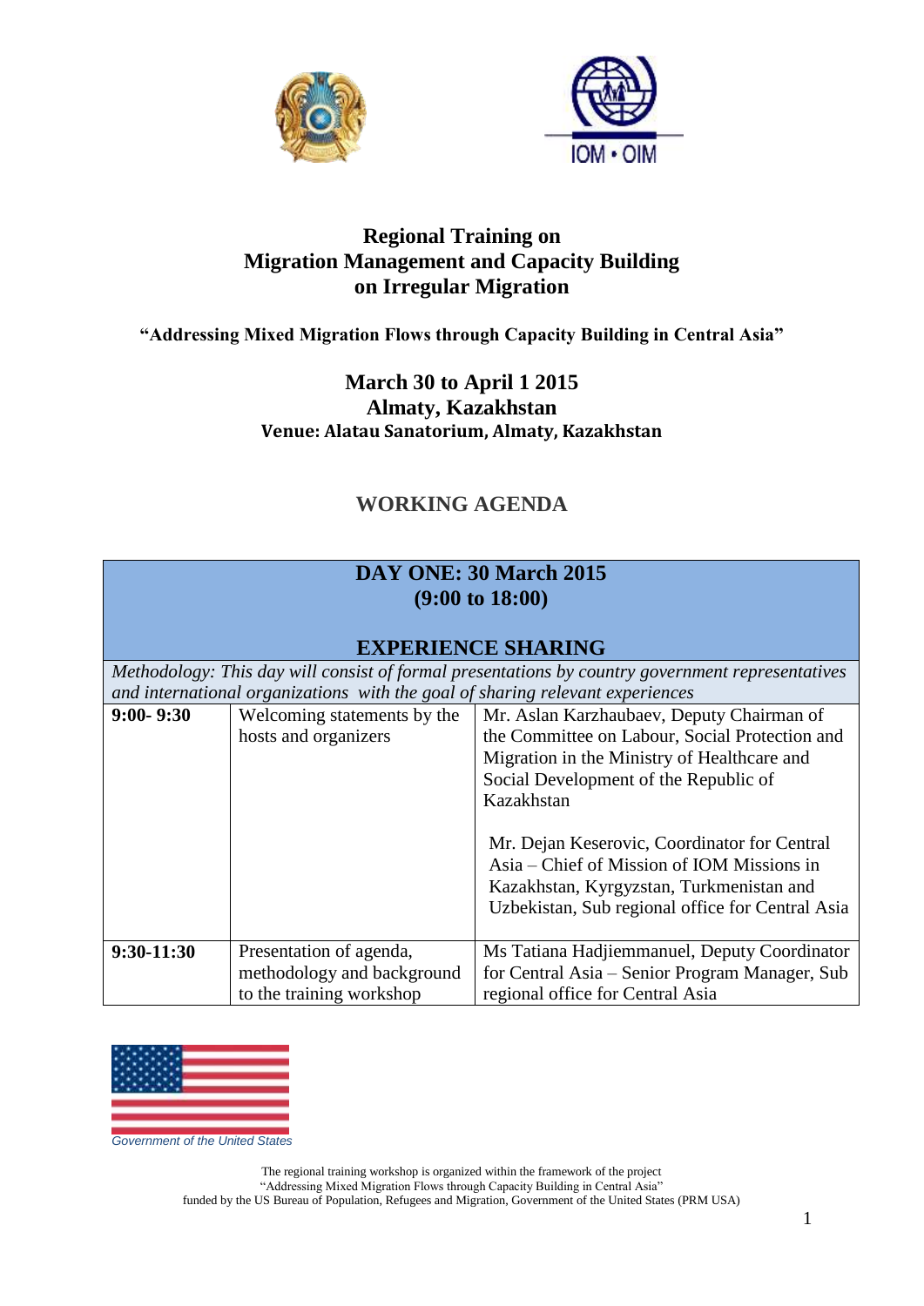# Regional Training on Migration Management and Capacity Building on Irregular Migration

**"Addressing Mixed Migration Flows through Capacity Building in Central Asia"**

**March 30 to April 1 2015**
**Almaty, Kazakhstan**
**Venue: Alatau Sanatorium, Almaty, Kazakhstan**

## WORKING AGENDA

| **DAY ONE: 30 March 2015 (9:00 to 18:00) EXPERIENCE SHARING** | | |
|---|---|---|
| *Methodology: This day will consist of formal presentations by country government representatives and international organizations with the goal of sharing relevant experiences* | | |
| **9:00- 9:30** | Welcoming statements by the hosts and organizers | Mr. Aslan Karzhaubaev, Deputy Chairman of the Committee on Labour, Social Protection and Migration in the Ministry of Healthcare and Social Development of the Republic of Kazakhstan<br><br>Mr. Dejan Keserovic, Coordinator for Central Asia – Chief of Mission of IOM Missions in Kazakhstan, Kyrgyzstan, Turkmenistan and Uzbekistan, Sub regional office for Central Asia |
| **9:30-11:30** | Presentation of agenda, methodology and background to the training workshop | Ms Tatiana Hadjiemmanuel, Deputy Coordinator for Central Asia – Senior Program Manager, Sub regional office for Central Asia |

Government of the United States

The regional training workshop is organized within the framework of the project "Addressing Mixed Migration Flows through Capacity Building in Central Asia" funded by the US Bureau of Population, Refugees and Migration, Government of the United States (PRM USA)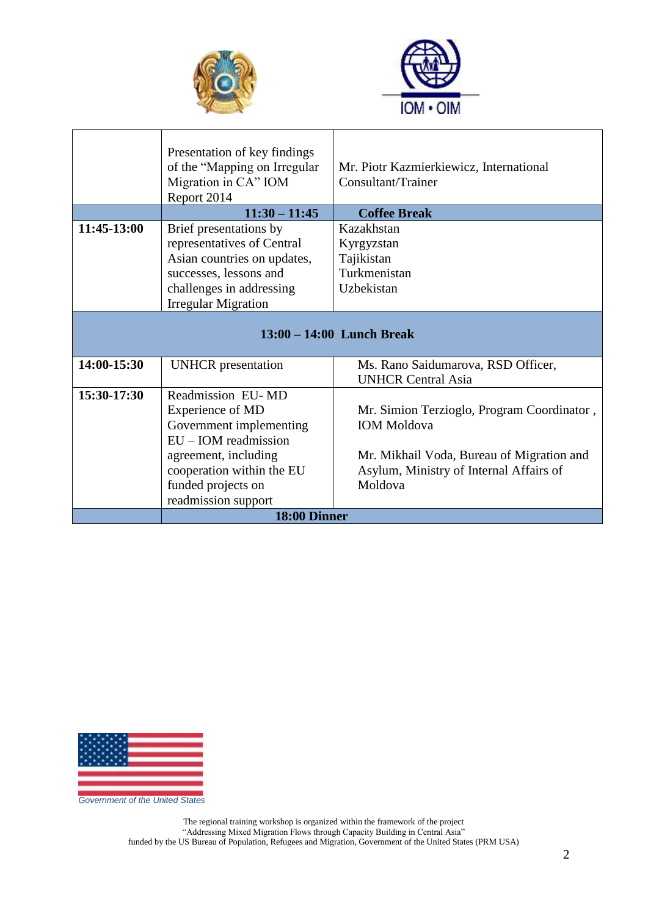| | | |
|---|---|---|
| | Presentation of key findings of the “Mapping on Irregular Migration in CA” IOM Report 2014 | Mr. Piotr Kazmierkiewicz, International Consultant/Trainer |
| | **11:30 – 11:45** | **Coffee Break** |
| **11:45-13:00** | Brief presentations by representatives of Central Asian countries on updates, successes, lessons and challenges in addressing Irregular Migration | Kazakhstan<br>Kyrgyzstan<br>Tajikistan<br>Turkmenistan<br>Uzbekistan |
| | **13:00 – 14:00 Lunch Break** | |
| **14:00-15:30** | UNHCR presentation | Ms. Rano Saidumarova, RSD Officer, UNHCR Central Asia |
| **15:30-17:30** | Readmission EU- MD Experience of MD Government implementing EU – IOM readmission agreement, including cooperation within the EU funded projects on readmission support | Mr. Simion Terzioglo, Program Coordinator , IOM Moldova<br><br>Mr. Mikhail Voda, Bureau of Migration and Asylum, Ministry of Internal Affairs of Moldova |
| | **18:00 Dinner** | |

*Government of the United States*

The regional training workshop is organized within the framework of the project “Addressing Mixed Migration Flows through Capacity Building in Central Asia” funded by the US Bureau of Population, Refugees and Migration, Government of the United States (PRM USA)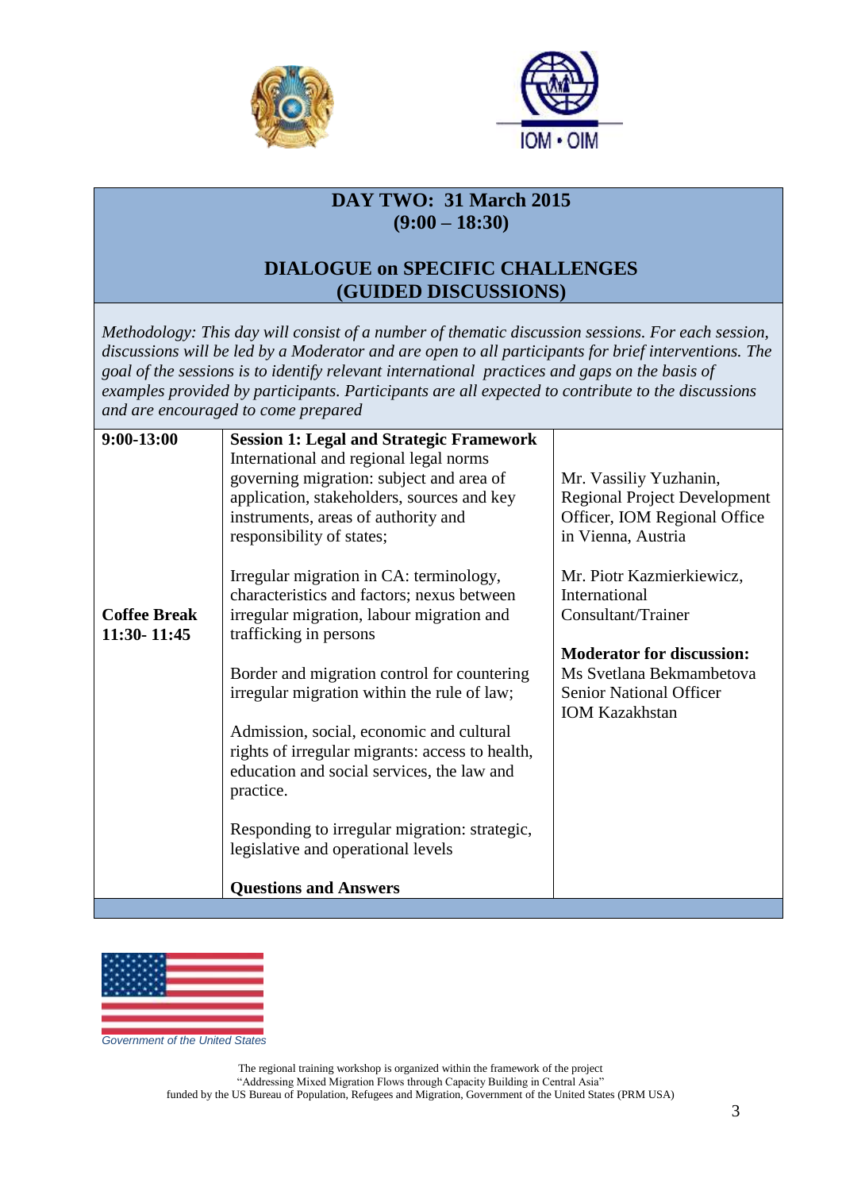## DAY TWO: 31 March 2015
## (9:00 – 18:30)

## DIALOGUE on SPECIFIC CHALLENGES (GUIDED DISCUSSIONS)

*Methodology: This day will consist of a number of thematic discussion sessions. For each session, discussions will be led by a Moderator and are open to all participants for brief interventions. The goal of the sessions is to identify relevant international practices and gaps on the basis of examples provided by participants. Participants are all expected to contribute to the discussions and are encouraged to come prepared*

| Time | Session | Speakers |
|---|---|---|
| **9:00-13:00**<br><br>**Coffee Break 11:30- 11:45** | **Session 1: Legal and Strategic Framework**<br>International and regional legal norms governing migration: subject and area of application, stakeholders, sources and key instruments, areas of authority and responsibility of states;<br><br>Irregular migration in CA: terminology, characteristics and factors; nexus between irregular migration, labour migration and trafficking in persons<br><br>Border and migration control for countering irregular migration within the rule of law;<br><br>Admission, social, economic and cultural rights of irregular migrants: access to health, education and social services, the law and practice.<br><br>Responding to irregular migration: strategic, legislative and operational levels<br><br>**Questions and Answers** | Mr. Vassiliy Yuzhanin, Regional Project Development Officer, IOM Regional Office in Vienna, Austria<br><br>Mr. Piotr Kazmierkiewicz, International Consultant/Trainer<br><br>**Moderator for discussion:**<br>Ms Svetlana Bekmambetova Senior National Officer IOM Kazakhstan |

Government of the United States

The regional training workshop is organized within the framework of the project "Addressing Mixed Migration Flows through Capacity Building in Central Asia" funded by the US Bureau of Population, Refugees and Migration, Government of the United States (PRM USA)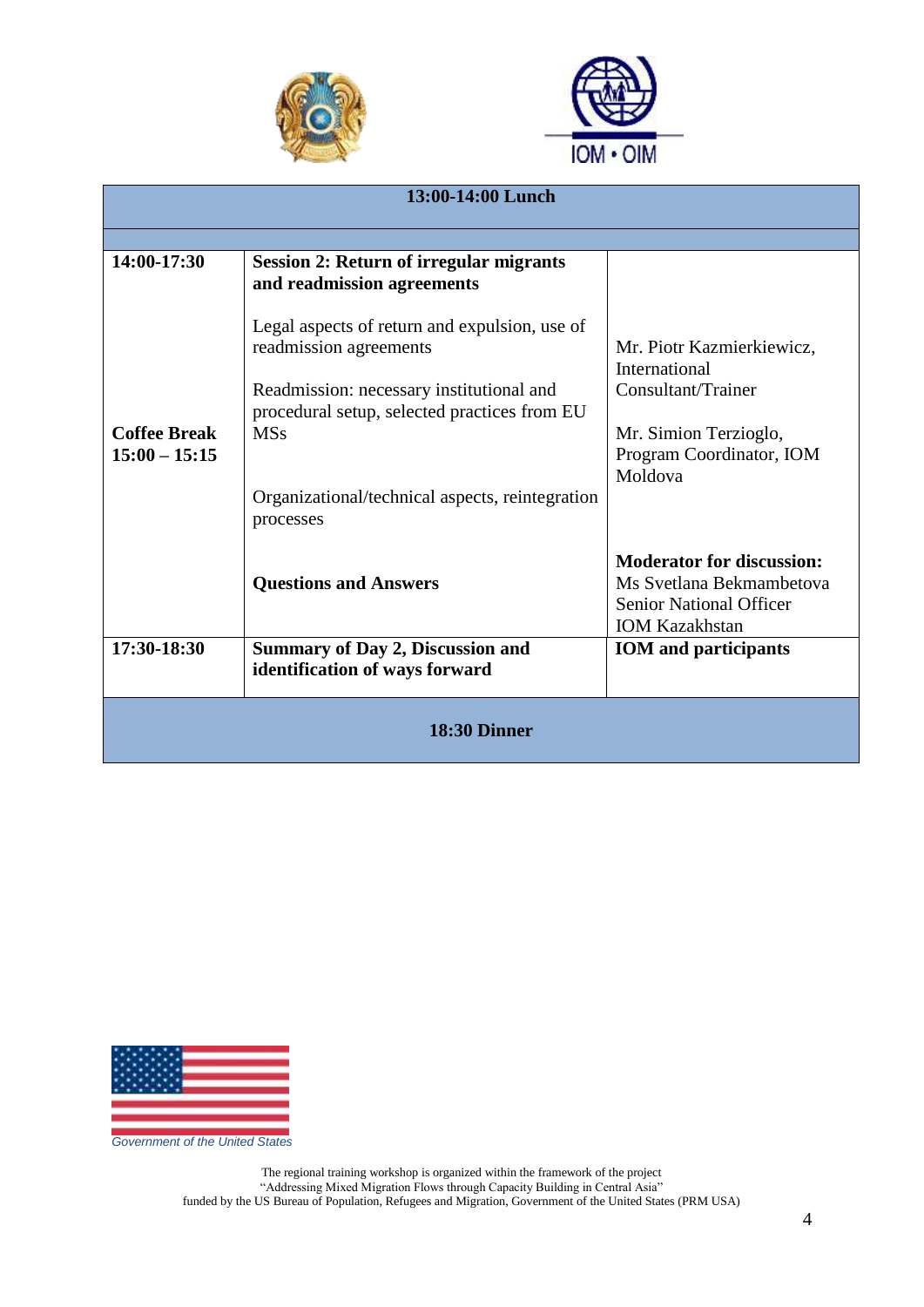| 13:00-14:00 Lunch | | |
|---|---|---|
| | | |
| **14:00-17:30**<br><br>**Coffee Break 15:00 – 15:15** | **Session 2: Return of irregular migrants and readmission agreements**<br><br>Legal aspects of return and expulsion, use of readmission agreements<br><br>Readmission: necessary institutional and procedural setup, selected practices from EU MSs<br><br>Organizational/technical aspects, reintegration processes<br><br>**Questions and Answers** | Mr. Piotr Kazmierkiewicz, International Consultant/Trainer<br><br>Mr. Simion Terzioglo, Program Coordinator, IOM Moldova<br><br>**Moderator for discussion:** Ms Svetlana Bekmambetova Senior National Officer IOM Kazakhstan |
| **17:30-18:30** | **Summary of Day 2, Discussion and identification of ways forward** | **IOM and participants** |
| **18:30 Dinner** | | |

*Government of the United States*

The regional training workshop is organized within the framework of the project "Addressing Mixed Migration Flows through Capacity Building in Central Asia" funded by the US Bureau of Population, Refugees and Migration, Government of the United States (PRM USA)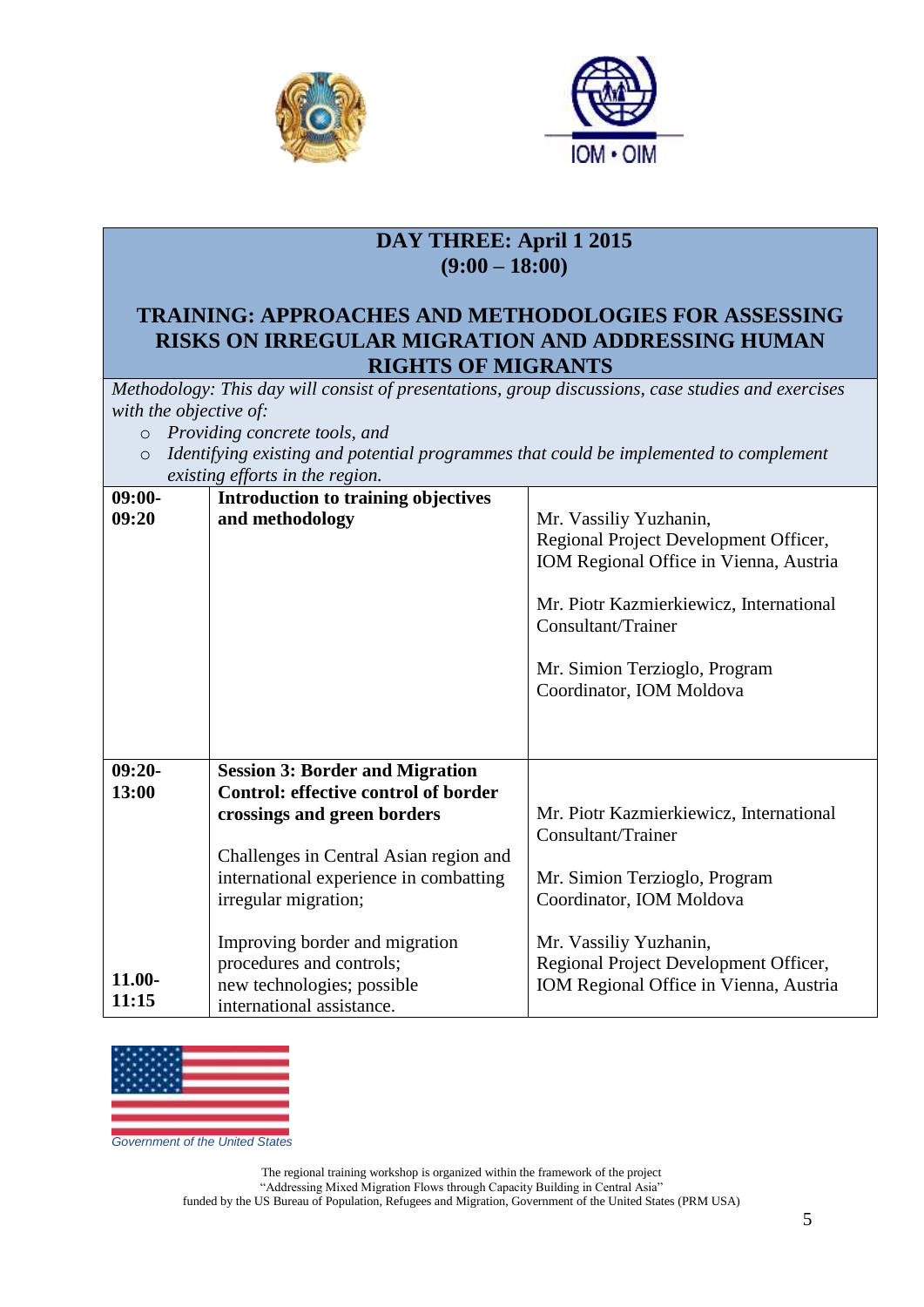## DAY THREE: April 1 2015
## (9:00 – 18:00)

## TRAINING: APPROACHES AND METHODOLOGIES FOR ASSESSING RISKS ON IRREGULAR MIGRATION AND ADDRESSING HUMAN RIGHTS OF MIGRANTS

*Methodology: This day will consist of presentations, group discussions, case studies and exercises with the objective of:*

- *Providing concrete tools, and*
- *Identifying existing and potential programmes that could be implemented to complement existing efforts in the region.*

| | | |
|---|---|---|
| **09:00-09:20** | **Introduction to training objectives and methodology** | Mr. Vassiliy Yuzhanin, Regional Project Development Officer, IOM Regional Office in Vienna, Austria<br><br>Mr. Piotr Kazmierkiewicz, International Consultant/Trainer<br><br>Mr. Simion Terzioglo, Program Coordinator, IOM Moldova |
| **09:20-13:00**<br><br>**11.00-11:15** | **Session 3: Border and Migration Control: effective control of border crossings and green borders**<br><br>Challenges in Central Asian region and international experience in combatting irregular migration;<br><br>Improving border and migration procedures and controls;<br>new technologies; possible international assistance. | Mr. Piotr Kazmierkiewicz, International Consultant/Trainer<br><br>Mr. Simion Terzioglo, Program Coordinator, IOM Moldova<br><br>Mr. Vassiliy Yuzhanin, Regional Project Development Officer, IOM Regional Office in Vienna, Austria |

*Government of the United States*

The regional training workshop is organized within the framework of the project "Addressing Mixed Migration Flows through Capacity Building in Central Asia" funded by the US Bureau of Population, Refugees and Migration, Government of the United States (PRM USA)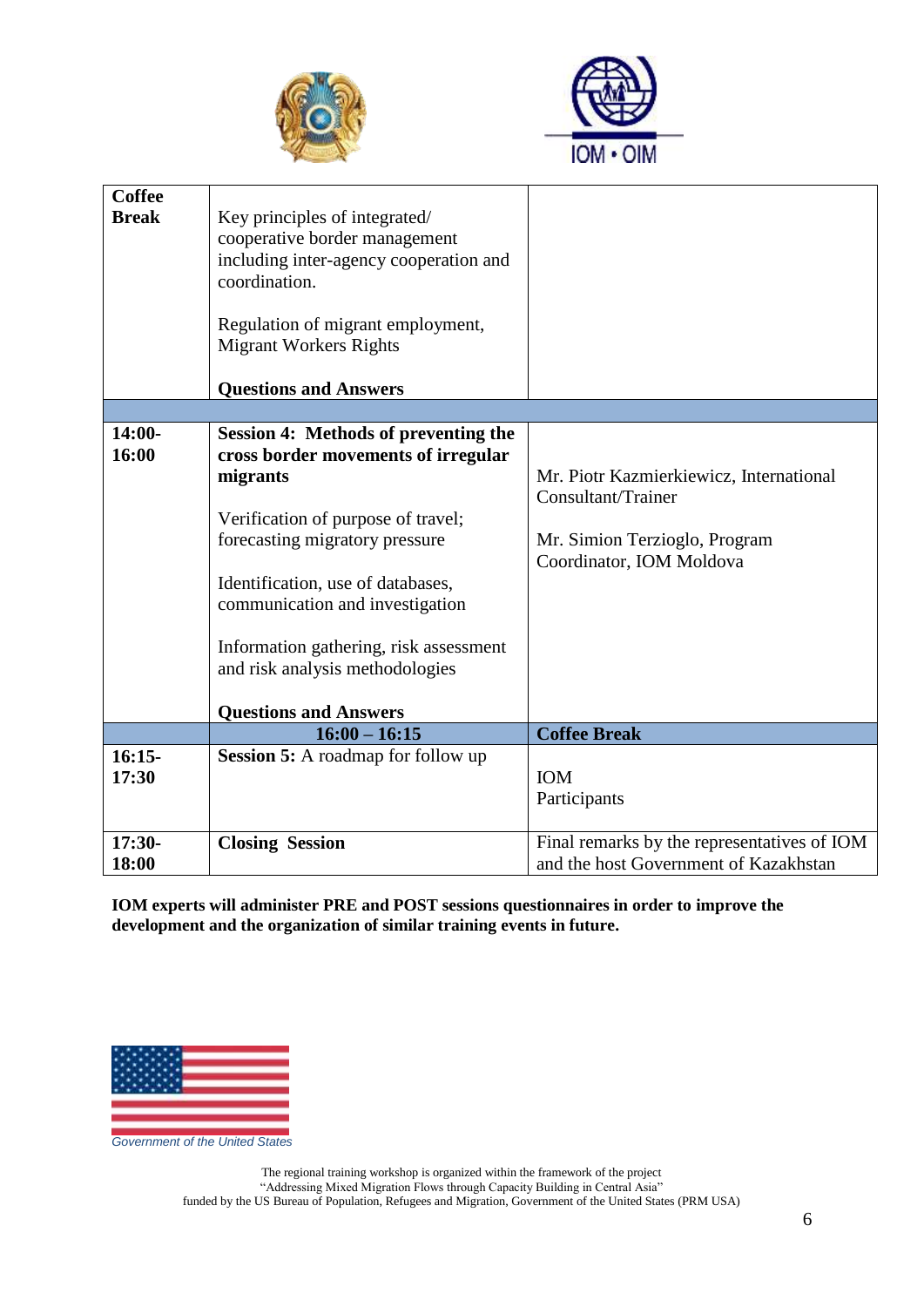| | | |
|---|---|---|
| **Coffee Break** | Key principles of integrated/ cooperative border management including inter-agency cooperation and coordination.<br><br>Regulation of migrant employment, Migrant Workers Rights<br><br>**Questions and Answers** | |
| | | |
| **14:00-16:00** | **Session 4: Methods of preventing the cross border movements of irregular migrants**<br><br>Verification of purpose of travel; forecasting migratory pressure<br><br>Identification, use of databases, communication and investigation<br><br>Information gathering, risk assessment and risk analysis methodologies<br><br>**Questions and Answers** | Mr. Piotr Kazmierkiewicz, International Consultant/Trainer<br><br>Mr. Simion Terzioglo, Program Coordinator, IOM Moldova |
| | **16:00 – 16:15** | **Coffee Break** |
| **16:15-17:30** | **Session 5:** A roadmap for follow up | IOM<br>Participants |
| **17:30-18:00** | **Closing Session** | Final remarks by the representatives of IOM and the host Government of Kazakhstan |

**IOM experts will administer PRE and POST sessions questionnaires in order to improve the development and the organization of similar training events in future.**

*Government of the United States*

The regional training workshop is organized within the framework of the project "Addressing Mixed Migration Flows through Capacity Building in Central Asia" funded by the US Bureau of Population, Refugees and Migration, Government of the United States (PRM USA)